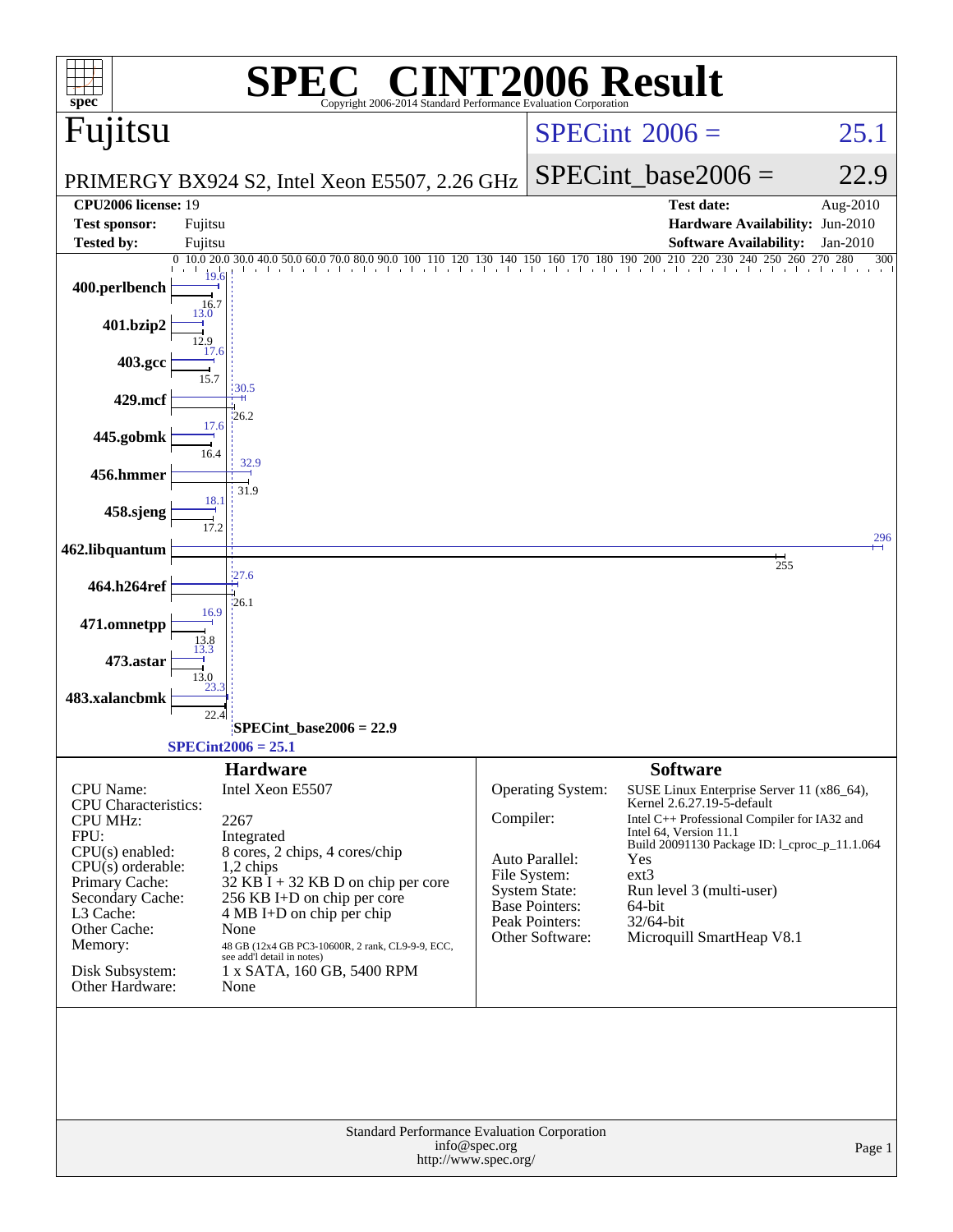# SPEC® CINT2006 Result

Copyright 2006-2014 Standard Performance Evaluation Corporation

## Fujitsu

PRIMERGY BX924 S2, Intel Xeon E5507, 2.26 GHz

SPECint 2006 = 25.1

SPECint_base2006 = 22.9

| | | | |
|---|---|---|---|
| **CPU2006 license:** | 19 | **Test date:** | Aug-2010 |
| **Test sponsor:** | Fujitsu | **Hardware Availability:** | Jun-2010 |
| **Tested by:** | Fujitsu | **Software Availability:** | Jan-2010 |

| Benchmark | Peak | Base |
|---|---|---|
| 400.perlbench | 19.6 | 16.7 |
| 401.bzip2 | 13.0 | 12.9 |
| 403.gcc | 17.6 | 15.7 |
| 429.mcf | 30.5 | 26.2 |
| 445.gobmk | 17.6 | 16.4 |
| 456.hmmer | 32.9 | 31.9 |
| 458.sjeng | 18.1 | 17.2 |
| 462.libquantum | 296 | 255 |
| 464.h264ref | 27.6 | 26.1 |
| 471.omnetpp | 16.9 | 13.8 |
| 473.astar | 13.3 | 13.0 |
| 483.xalancbmk | 23.3 | 22.4 |

SPECint_base2006 = 22.9

SPECint2006 = 25.1

### Hardware

| | |
|---|---|
| CPU Name: | Intel Xeon E5507 |
| CPU Characteristics: | |
| CPU MHz: | 2267 |
| FPU: | Integrated |
| CPU(s) enabled: | 8 cores, 2 chips, 4 cores/chip |
| CPU(s) orderable: | 1,2 chips |
| Primary Cache: | 32 KB I + 32 KB D on chip per core |
| Secondary Cache: | 256 KB I+D on chip per core |
| L3 Cache: | 4 MB I+D on chip per chip |
| Other Cache: | None |
| Memory: | 48 GB (12x4 GB PC3-10600R, 2 rank, CL9-9-9, ECC, see add'l detail in notes) |
| Disk Subsystem: | 1 x SATA, 160 GB, 5400 RPM |
| Other Hardware: | None |

### Software

| | |
|---|---|
| Operating System: | SUSE Linux Enterprise Server 11 (x86_64), Kernel 2.6.27.19-5-default |
| Compiler: | Intel C++ Professional Compiler for IA32 and Intel 64, Version 11.1 Build 20091130 Package ID: l_cproc_p_11.1.064 |
| Auto Parallel: | Yes |
| File System: | ext3 |
| System State: | Run level 3 (multi-user) |
| Base Pointers: | 64-bit |
| Peak Pointers: | 32/64-bit |
| Other Software: | Microquill SmartHeap V8.1 |

Standard Performance Evaluation Corporation
info@spec.org
http://www.spec.org/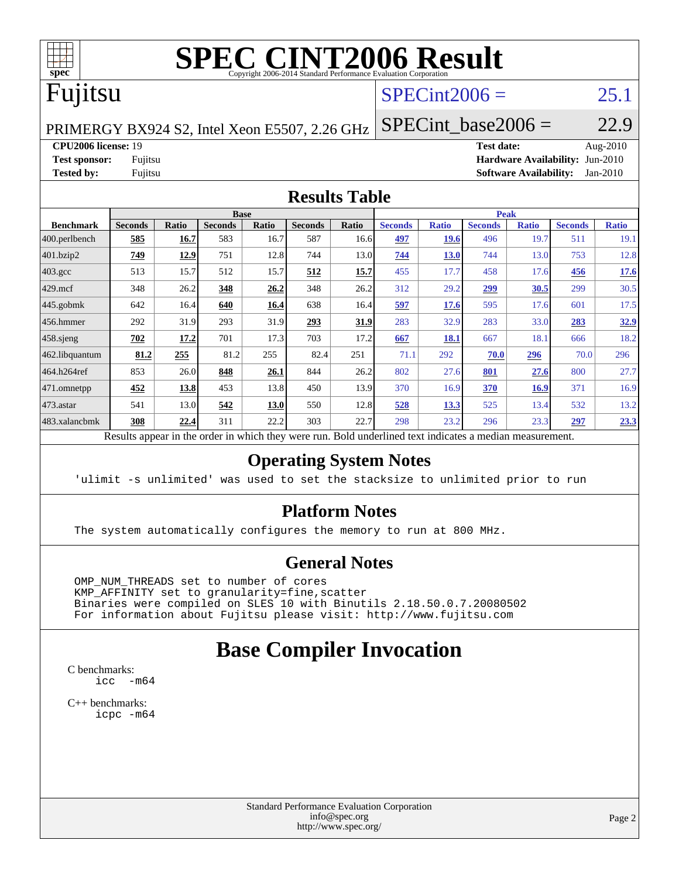# SPEC CINT2006 Result

Copyright 2006-2014 Standard Performance Evaluation Corporation

## Fujitsu

PRIMERGY BX924 S2, Intel Xeon E5507, 2.26 GHz

SPECint2006 = 25.1

SPECint_base2006 = 22.9

| | | | |
|---|---|---|---|
| **CPU2006 license:** 19 | | **Test date:** | Aug-2010 |
| **Test sponsor:** | Fujitsu | **Hardware Availability:** | Jun-2010 |
| **Tested by:** | Fujitsu | **Software Availability:** | Jan-2010 |

## Results Table

| | Base | | | | | | Peak | | | | | |
|---|---|---|---|---|---|---|---|---|---|---|---|---|
| **Benchmark** | **Seconds** | **Ratio** | **Seconds** | **Ratio** | **Seconds** | **Ratio** | **Seconds** | **Ratio** | **Seconds** | **Ratio** | **Seconds** | **Ratio** |
| 400.perlbench | **585** | **16.7** | 583 | 16.7 | 587 | 16.6 | **497** | **19.6** | 496 | 19.7 | 511 | 19.1 |
| 401.bzip2 | **749** | **12.9** | 751 | 12.8 | 744 | 13.0 | **744** | **13.0** | 744 | 13.0 | 753 | 12.8 |
| 403.gcc | 513 | 15.7 | 512 | 15.7 | **512** | **15.7** | 455 | 17.7 | 458 | 17.6 | **456** | **17.6** |
| 429.mcf | 348 | 26.2 | **348** | **26.2** | 348 | 26.2 | 312 | 29.2 | **299** | **30.5** | 299 | 30.5 |
| 445.gobmk | 642 | 16.4 | **640** | **16.4** | 638 | 16.4 | **597** | **17.6** | 595 | 17.6 | 601 | 17.5 |
| 456.hmmer | 292 | 31.9 | 293 | 31.9 | **293** | **31.9** | 283 | 32.9 | 283 | 33.0 | **283** | **32.9** |
| 458.sjeng | **702** | **17.2** | 701 | 17.3 | 703 | 17.2 | **667** | **18.1** | 667 | 18.1 | 666 | 18.2 |
| 462.libquantum | **81.2** | **255** | 81.2 | 255 | 82.4 | 251 | 71.1 | 292 | **70.0** | **296** | 70.0 | 296 |
| 464.h264ref | 853 | 26.0 | **848** | **26.1** | 844 | 26.2 | 802 | 27.6 | **801** | **27.6** | 800 | 27.7 |
| 471.omnetpp | **452** | **13.8** | 453 | 13.8 | 450 | 13.9 | 370 | 16.9 | **370** | **16.9** | 371 | 16.9 |
| 473.astar | 541 | 13.0 | **542** | **13.0** | 550 | 12.8 | **528** | **13.3** | 525 | 13.4 | 532 | 13.2 |
| 483.xalancbmk | **308** | **22.4** | 311 | 22.2 | 303 | 22.7 | 298 | 23.2 | 296 | 23.3 | **297** | **23.3** |

Results appear in the order in which they were run. Bold underlined text indicates a median measurement.

## Operating System Notes

```
'ulimit -s unlimited' was used to set the stacksize to unlimited prior to run
```

## Platform Notes

```
The system automatically configures the memory to run at 800 MHz.
```

## General Notes

```
OMP_NUM_THREADS set to number of cores
KMP_AFFINITY set to granularity=fine,scatter
Binaries were compiled on SLES 10 with Binutils 2.18.50.0.7.20080502
For information about Fujitsu please visit: http://www.fujitsu.com
```

## Base Compiler Invocation

C benchmarks:
```
icc -m64
```

C++ benchmarks:
```
icpc -m64
```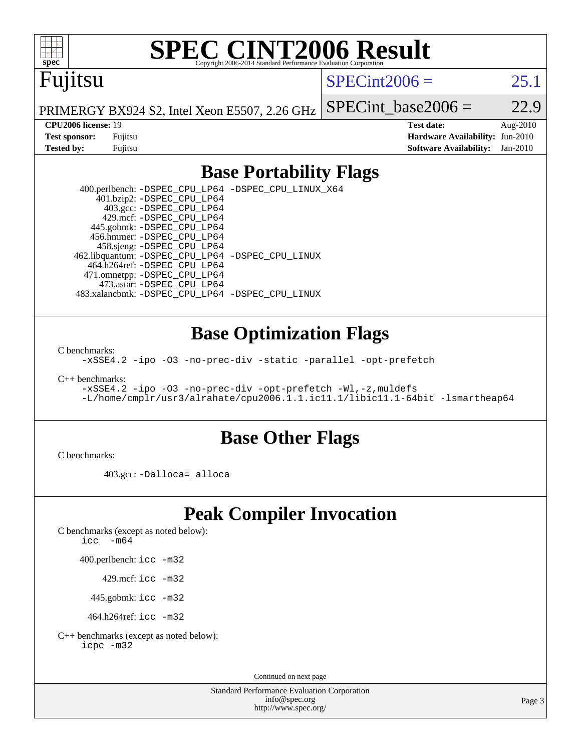# SPEC CINT2006 Result

Copyright 2006-2014 Standard Performance Evaluation Corporation

## Fujitsu

PRIMERGY BX924 S2, Intel Xeon E5507, 2.26 GHz

SPECint2006 = 25.1

SPECint_base2006 = 22.9

| | | | |
|---|---|---|---|
| **CPU2006 license:** | 19 | **Test date:** | Aug-2010 |
| **Test sponsor:** | Fujitsu | **Hardware Availability:** | Jun-2010 |
| **Tested by:** | Fujitsu | **Software Availability:** | Jan-2010 |

## Base Portability Flags

400.perlbench: `-DSPEC_CPU_LP64 -DSPEC_CPU_LINUX_X64`
401.bzip2: `-DSPEC_CPU_LP64`
403.gcc: `-DSPEC_CPU_LP64`
429.mcf: `-DSPEC_CPU_LP64`
445.gobmk: `-DSPEC_CPU_LP64`
456.hmmer: `-DSPEC_CPU_LP64`
458.sjeng: `-DSPEC_CPU_LP64`
462.libquantum: `-DSPEC_CPU_LP64 -DSPEC_CPU_LINUX`
464.h264ref: `-DSPEC_CPU_LP64`
471.omnetpp: `-DSPEC_CPU_LP64`
473.astar: `-DSPEC_CPU_LP64`
483.xalancbmk: `-DSPEC_CPU_LP64 -DSPEC_CPU_LINUX`

## Base Optimization Flags

C benchmarks:

`-xSSE4.2 -ipo -O3 -no-prec-div -static -parallel -opt-prefetch`

C++ benchmarks:

`-xSSE4.2 -ipo -O3 -no-prec-div -opt-prefetch -Wl,-z,muldefs`
`-L/home/cmplr/usr3/alrahate/cpu2006.1.1.ic11.1/libic11.1-64bit -lsmartheap64`

## Base Other Flags

C benchmarks:

403.gcc: `-Dalloca=_alloca`

## Peak Compiler Invocation

C benchmarks (except as noted below):
`icc -m64`

400.perlbench: `icc -m32`

429.mcf: `icc -m32`

445.gobmk: `icc -m32`

464.h264ref: `icc -m32`

C++ benchmarks (except as noted below):
`icpc -m32`

Continued on next page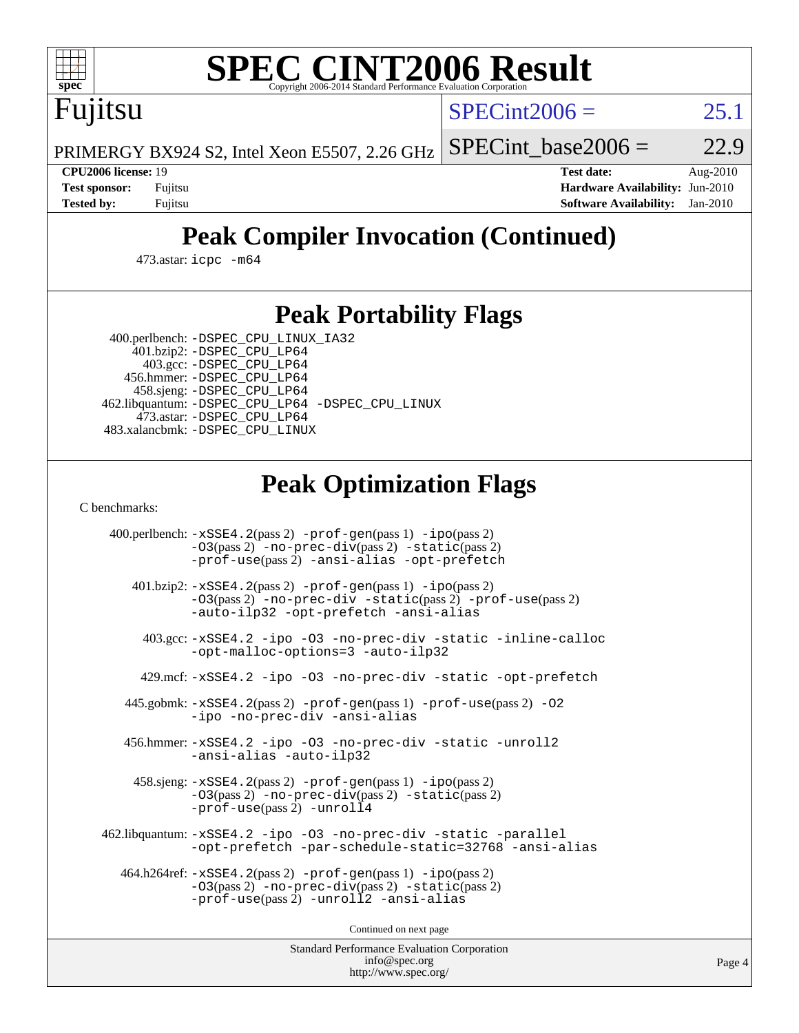# Peak Compiler Invocation (Continued)

473.astar: icpc -m64

# Peak Portability Flags

400.perlbench: -DSPEC_CPU_LINUX_IA32
401.bzip2: -DSPEC_CPU_LP64
403.gcc: -DSPEC_CPU_LP64
456.hmmer: -DSPEC_CPU_LP64
458.sjeng: -DSPEC_CPU_LP64
462.libquantum: -DSPEC_CPU_LP64 -DSPEC_CPU_LINUX
473.astar: -DSPEC_CPU_LP64
483.xalancbmk: -DSPEC_CPU_LINUX

# Peak Optimization Flags

C benchmarks:

400.perlbench: -xSSE4.2(pass 2) -prof-gen(pass 1) -ipo(pass 2) -O3(pass 2) -no-prec-div(pass 2) -static(pass 2) -prof-use(pass 2) -ansi-alias -opt-prefetch

401.bzip2: -xSSE4.2(pass 2) -prof-gen(pass 1) -ipo(pass 2) -O3(pass 2) -no-prec-div -static(pass 2) -prof-use(pass 2) -auto-ilp32 -opt-prefetch -ansi-alias

403.gcc: -xSSE4.2 -ipo -O3 -no-prec-div -static -inline-calloc -opt-malloc-options=3 -auto-ilp32

429.mcf: -xSSE4.2 -ipo -O3 -no-prec-div -static -opt-prefetch

445.gobmk: -xSSE4.2(pass 2) -prof-gen(pass 1) -prof-use(pass 2) -O2 -ipo -no-prec-div -ansi-alias

456.hmmer: -xSSE4.2 -ipo -O3 -no-prec-div -static -unroll2 -ansi-alias -auto-ilp32

458.sjeng: -xSSE4.2(pass 2) -prof-gen(pass 1) -ipo(pass 2) -O3(pass 2) -no-prec-div(pass 2) -static(pass 2) -prof-use(pass 2) -unroll4

462.libquantum: -xSSE4.2 -ipo -O3 -no-prec-div -static -parallel -opt-prefetch -par-schedule-static=32768 -ansi-alias

464.h264ref: -xSSE4.2(pass 2) -prof-gen(pass 1) -ipo(pass 2) -O3(pass 2) -no-prec-div(pass 2) -static(pass 2) -prof-use(pass 2) -unroll2 -ansi-alias

Continued on next page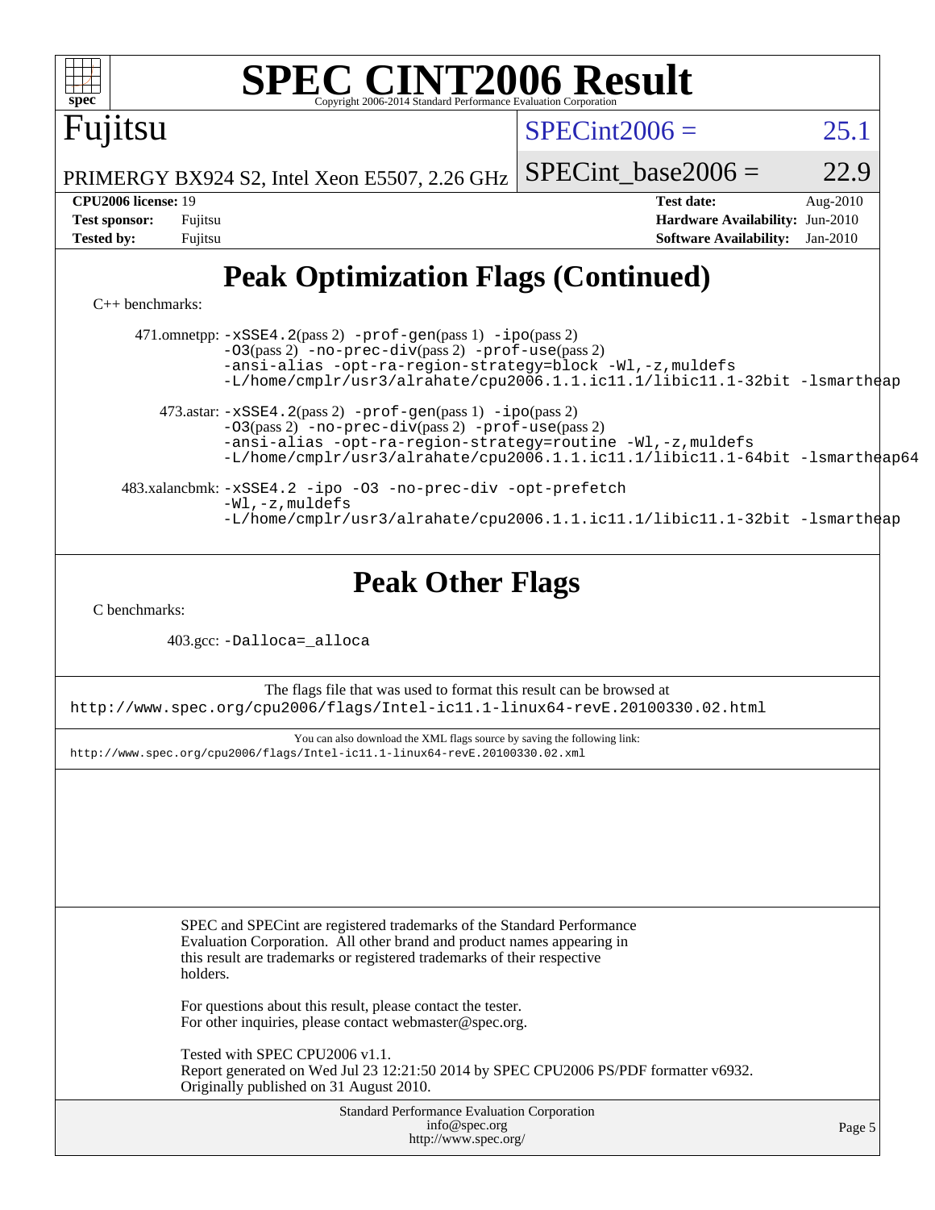# Peak Optimization Flags (Continued)

C++ benchmarks:

471.omnetpp: -xSSE4.2(pass 2) -prof-gen(pass 1) -ipo(pass 2) -O3(pass 2) -no-prec-div(pass 2) -prof-use(pass 2) -ansi-alias -opt-ra-region-strategy=block -Wl,-z,muldefs -L/home/cmplr/usr3/alrahate/cpu2006.1.1.ic11.1/libic11.1-32bit -lsmartheap

473.astar: -xSSE4.2(pass 2) -prof-gen(pass 1) -ipo(pass 2) -O3(pass 2) -no-prec-div(pass 2) -prof-use(pass 2) -ansi-alias -opt-ra-region-strategy=routine -Wl,-z,muldefs -L/home/cmplr/usr3/alrahate/cpu2006.1.1.ic11.1/libic11.1-64bit -lsmartheap64

483.xalancbmk: -xSSE4.2 -ipo -O3 -no-prec-div -opt-prefetch -Wl,-z,muldefs -L/home/cmplr/usr3/alrahate/cpu2006.1.1.ic11.1/libic11.1-32bit -lsmartheap

# Peak Other Flags

C benchmarks:

403.gcc: -Dalloca=_alloca

The flags file that was used to format this result can be browsed at
http://www.spec.org/cpu2006/flags/Intel-ic11.1-linux64-revE.20100330.02.html

You can also download the XML flags source by saving the following link:
http://www.spec.org/cpu2006/flags/Intel-ic11.1-linux64-revE.20100330.02.xml

SPEC and SPECint are registered trademarks of the Standard Performance Evaluation Corporation. All other brand and product names appearing in this result are trademarks or registered trademarks of their respective holders.

For questions about this result, please contact the tester.
For other inquiries, please contact webmaster@spec.org.

Tested with SPEC CPU2006 v1.1.
Report generated on Wed Jul 23 12:21:50 2014 by SPEC CPU2006 PS/PDF formatter v6932.
Originally published on 31 August 2010.